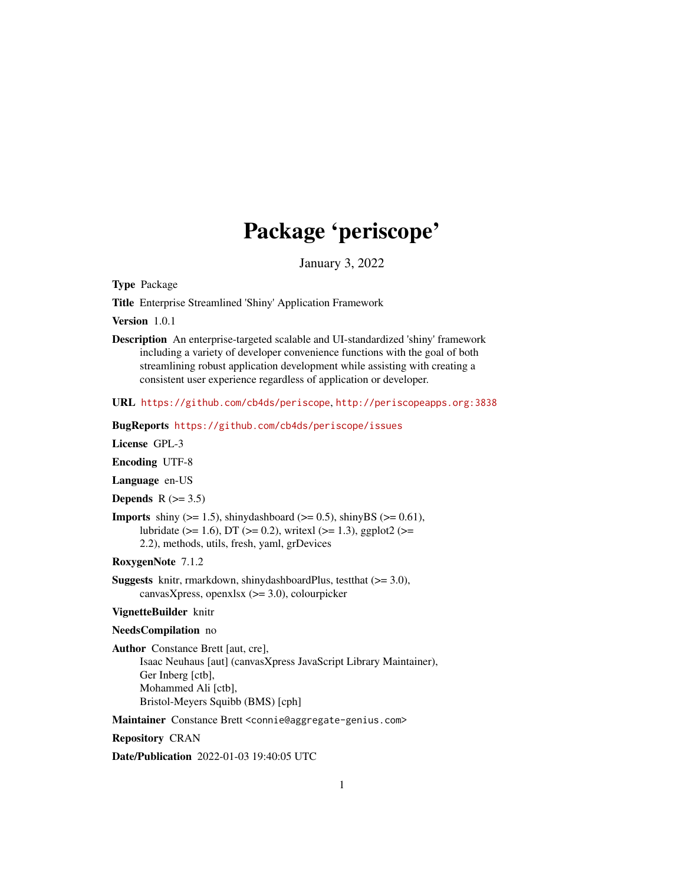# Package 'periscope'

January 3, 2022

**Type** Package

**Title** Enterprise Streamlined 'Shiny' Application Framework

**Version** 1.0.1

**Description** An enterprise-targeted scalable and UI-standardized 'shiny' framework including a variety of developer convenience functions with the goal of both streamlining robust application development while assisting with creating a consistent user experience regardless of application or developer.

**URL** https://github.com/cb4ds/periscope, http://periscopeapps.org:3838

**BugReports** https://github.com/cb4ds/periscope/issues

**License** GPL-3

**Encoding** UTF-8

**Language** en-US

**Depends** R (>= 3.5)

**Imports** shiny (>= 1.5), shinydashboard (>= 0.5), shinyBS (>= 0.61), lubridate (>= 1.6), DT (>= 0.2), writexl (>= 1.3), ggplot2 (>= 2.2), methods, utils, fresh, yaml, grDevices

**RoxygenNote** 7.1.2

**Suggests** knitr, rmarkdown, shinydashboardPlus, testthat (>= 3.0), canvasXpress, openxlsx (>= 3.0), colourpicker

**VignetteBuilder** knitr

**NeedsCompilation** no

**Author** Constance Brett [aut, cre],
Isaac Neuhaus [aut] (canvasXpress JavaScript Library Maintainer),
Ger Inberg [ctb],
Mohammed Ali [ctb],
Bristol-Meyers Squibb (BMS) [cph]

**Maintainer** Constance Brett <connie@aggregate-genius.com>

**Repository** CRAN

**Date/Publication** 2022-01-03 19:40:05 UTC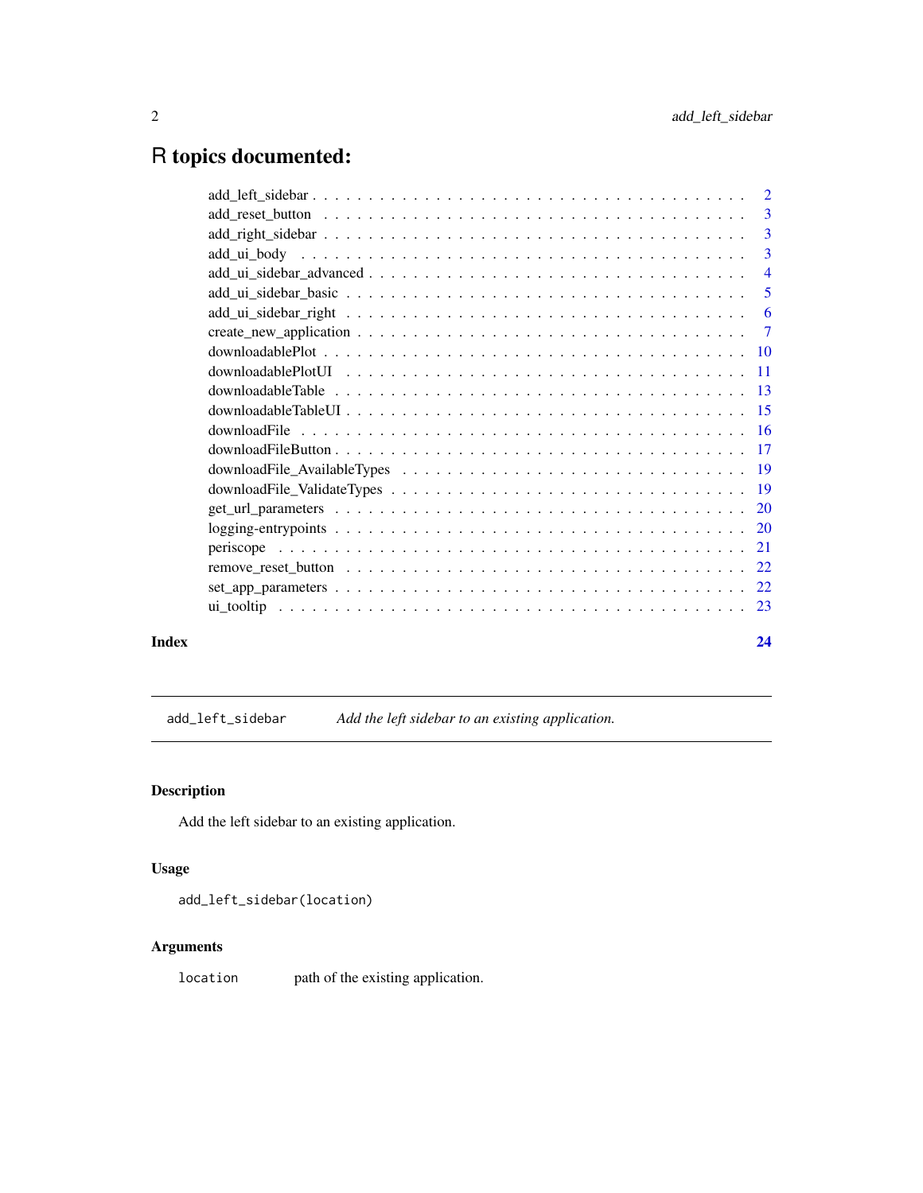# R topics documented:

| | |
|---|---|
| add_left_sidebar | 2 |
| add_reset_button | 3 |
| add_right_sidebar | 3 |
| add_ui_body | 3 |
| add_ui_sidebar_advanced | 4 |
| add_ui_sidebar_basic | 5 |
| add_ui_sidebar_right | 6 |
| create_new_application | 7 |
| downloadablePlot | 10 |
| downloadablePlotUI | 11 |
| downloadableTable | 13 |
| downloadableTableUI | 15 |
| downloadFile | 16 |
| downloadFileButton | 17 |
| downloadFile_AvailableTypes | 19 |
| downloadFile_ValidateTypes | 19 |
| get_url_parameters | 20 |
| logging-entrypoints | 20 |
| periscope | 21 |
| remove_reset_button | 22 |
| set_app_parameters | 22 |
| ui_tooltip | 23 |

**Index** **24**

---

`add_left_sidebar` *Add the left sidebar to an existing application.*

---

## Description

Add the left sidebar to an existing application.

## Usage

```
add_left_sidebar(location)
```

## Arguments

| | |
|---|---|
| `location` | path of the existing application. |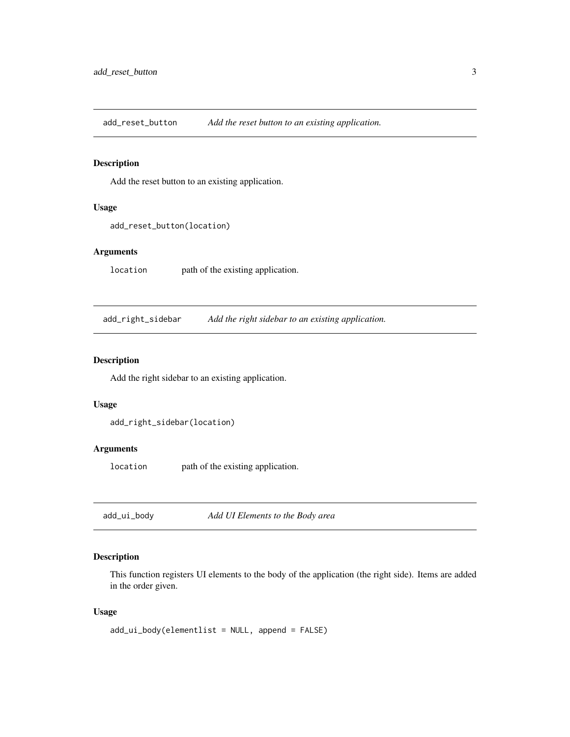## add_reset_button — *Add the reset button to an existing application.*

### Description

Add the reset button to an existing application.

### Usage

```
add_reset_button(location)
```

### Arguments

| | |
|---|---|
| `location` | path of the existing application. |

## add_right_sidebar — *Add the right sidebar to an existing application.*

### Description

Add the right sidebar to an existing application.

### Usage

```
add_right_sidebar(location)
```

### Arguments

| | |
|---|---|
| `location` | path of the existing application. |

## add_ui_body — *Add UI Elements to the Body area*

### Description

This function registers UI elements to the body of the application (the right side). Items are added in the order given.

### Usage

```
add_ui_body(elementlist = NULL, append = FALSE)
```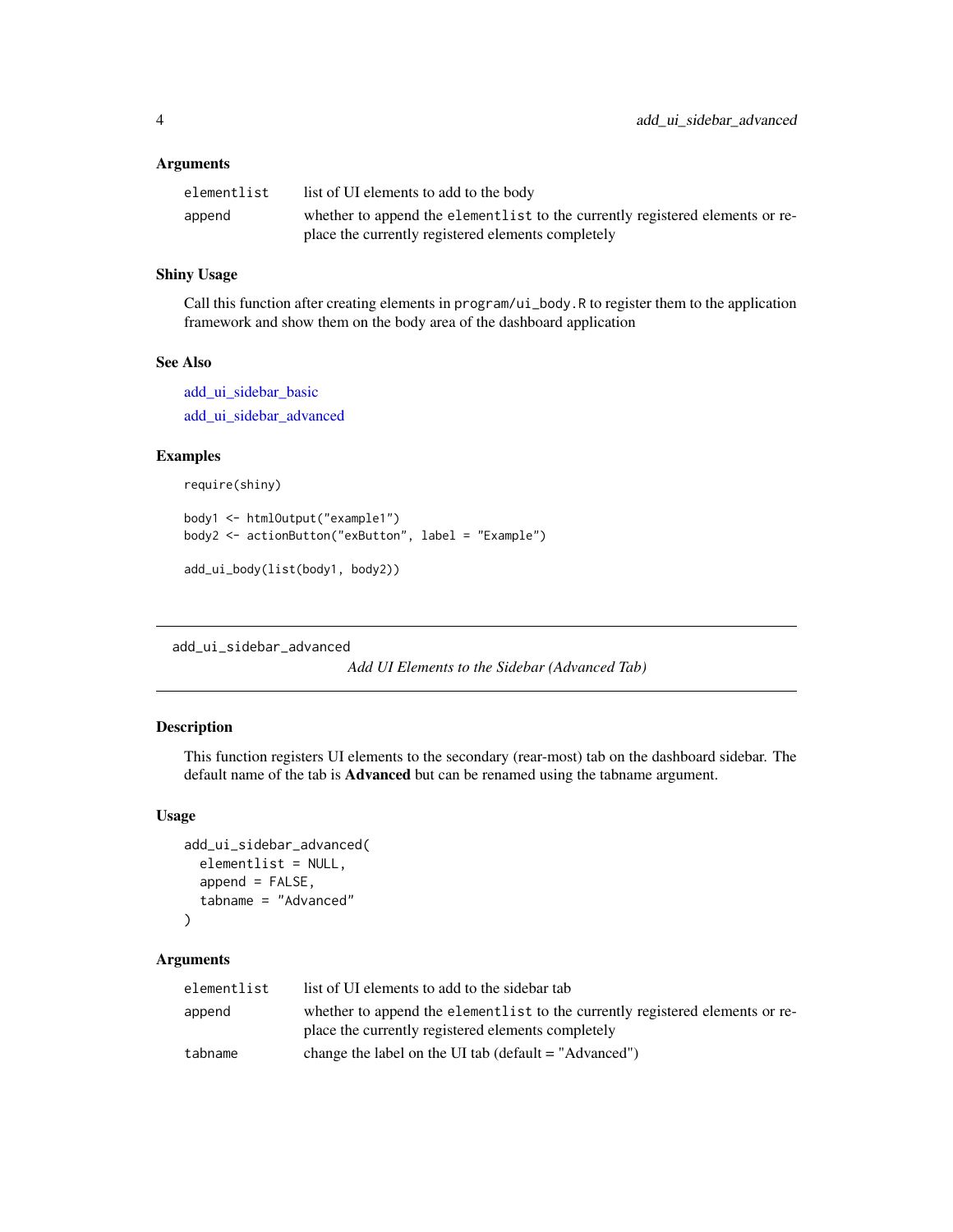### Arguments

| | |
|---|---|
| `elementlist` | list of UI elements to add to the body |
| `append` | whether to append the `elementlist` to the currently registered elements or replace the currently registered elements completely |

### Shiny Usage

Call this function after creating elements in `program/ui_body.R` to register them to the application framework and show them on the body area of the dashboard application

### See Also

add_ui_sidebar_basic

add_ui_sidebar_advanced

### Examples

```
require(shiny)

body1 <- htmlOutput("example1")
body2 <- actionButton("exButton", label = "Example")

add_ui_body(list(body1, body2))
```

---

## add_ui_sidebar_advanced

*Add UI Elements to the Sidebar (Advanced Tab)*

---

### Description

This function registers UI elements to the secondary (rear-most) tab on the dashboard sidebar. The default name of the tab is **Advanced** but can be renamed using the tabname argument.

### Usage

```
add_ui_sidebar_advanced(
  elementlist = NULL,
  append = FALSE,
  tabname = "Advanced"
)
```

### Arguments

| | |
|---|---|
| `elementlist` | list of UI elements to add to the sidebar tab |
| `append` | whether to append the `elementlist` to the currently registered elements or replace the currently registered elements completely |
| `tabname` | change the label on the UI tab (default = "Advanced") |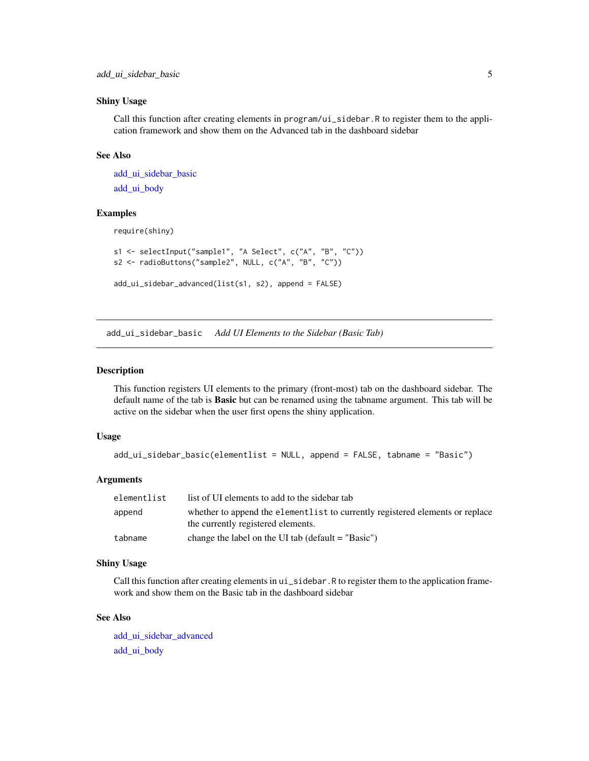### Shiny Usage

Call this function after creating elements in `program/ui_sidebar.R` to register them to the application framework and show them on the Advanced tab in the dashboard sidebar

### See Also

add_ui_sidebar_basic

add_ui_body

### Examples

```
require(shiny)

s1 <- selectInput("sample1", "A Select", c("A", "B", "C"))
s2 <- radioButtons("sample2", NULL, c("A", "B", "C"))

add_ui_sidebar_advanced(list(s1, s2), append = FALSE)
```

---

## add_ui_sidebar_basic *Add UI Elements to the Sidebar (Basic Tab)*

---

### Description

This function registers UI elements to the primary (front-most) tab on the dashboard sidebar. The default name of the tab is **Basic** but can be renamed using the tabname argument. This tab will be active on the sidebar when the user first opens the shiny application.

### Usage

```
add_ui_sidebar_basic(elementlist = NULL, append = FALSE, tabname = "Basic")
```

### Arguments

| | |
|---|---|
| `elementlist` | list of UI elements to add to the sidebar tab |
| `append` | whether to append the `elementlist` to currently registered elements or replace the currently registered elements. |
| `tabname` | change the label on the UI tab (default = "Basic") |

### Shiny Usage

Call this function after creating elements in `ui_sidebar.R` to register them to the application framework and show them on the Basic tab in the dashboard sidebar

### See Also

add_ui_sidebar_advanced

add_ui_body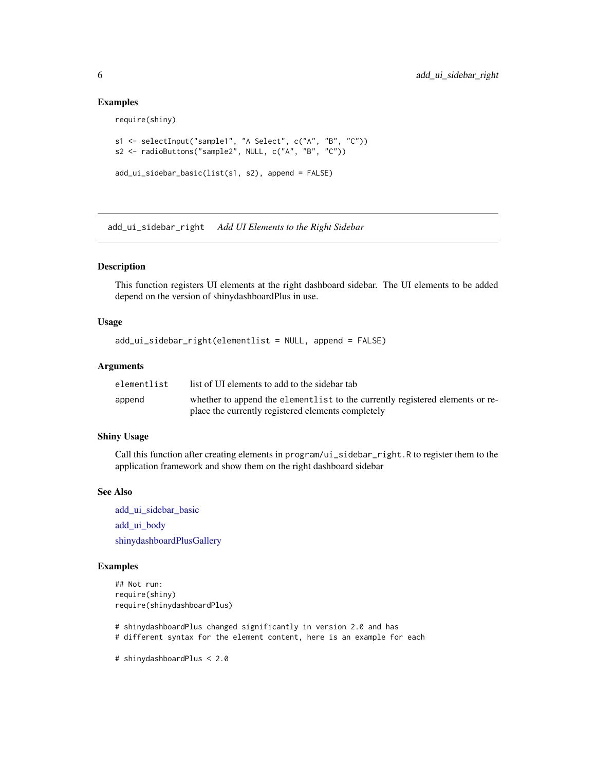## Examples

```
require(shiny)

s1 <- selectInput("sample1", "A Select", c("A", "B", "C"))
s2 <- radioButtons("sample2", NULL, c("A", "B", "C"))

add_ui_sidebar_basic(list(s1, s2), append = FALSE)
```

---

# add_ui_sidebar_right    *Add UI Elements to the Right Sidebar*

---

## Description

This function registers UI elements at the right dashboard sidebar. The UI elements to be added depend on the version of shinydashboardPlus in use.

## Usage

```
add_ui_sidebar_right(elementlist = NULL, append = FALSE)
```

## Arguments

| | |
|---|---|
| `elementlist` | list of UI elements to add to the sidebar tab |
| `append` | whether to append the `elementlist` to the currently registered elements or replace the currently registered elements completely |

## Shiny Usage

Call this function after creating elements in `program/ui_sidebar_right.R` to register them to the application framework and show them on the right dashboard sidebar

## See Also

add_ui_sidebar_basic

add_ui_body

shinydashboardPlusGallery

## Examples

```
## Not run:
require(shiny)
require(shinydashboardPlus)

# shinydashboardPlus changed significantly in version 2.0 and has
# different syntax for the element content, here is an example for each

# shinydashboardPlus < 2.0
```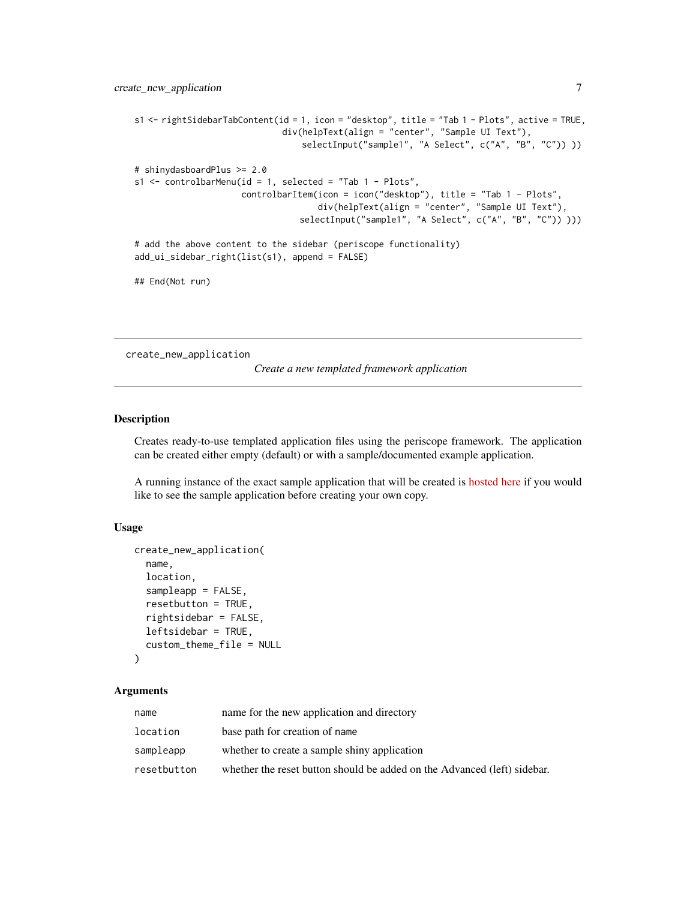```
s1 <- rightSidebarTabContent(id = 1, icon = "desktop", title = "Tab 1 - Plots", active = TRUE,
                             div(helpText(align = "center", "Sample UI Text"),
                                 selectInput("sample1", "A Select", c("A", "B", "C")) ))

# shinydasboardPlus >= 2.0
s1 <- controlbarMenu(id = 1, selected = "Tab 1 - Plots",
                     controlbarItem(icon = icon("desktop"), title = "Tab 1 - Plots",
                                    div(helpText(align = "center", "Sample UI Text"),
                                 selectInput("sample1", "A Select", c("A", "B", "C")) )))

# add the above content to the sidebar (periscope functionality)
add_ui_sidebar_right(list(s1), append = FALSE)

## End(Not run)
```

---

`create_new_application` — *Create a new templated framework application*

---

### Description

Creates ready-to-use templated application files using the periscope framework. The application can be created either empty (default) or with a sample/documented example application.

A running instance of the exact sample application that will be created is hosted here if you would like to see the sample application before creating your own copy.

### Usage

```
create_new_application(
  name,
  location,
  sampleapp = FALSE,
  resetbutton = TRUE,
  rightsidebar = FALSE,
  leftsidebar = TRUE,
  custom_theme_file = NULL
)
```

### Arguments

| | |
|---|---|
| `name` | name for the new application and directory |
| `location` | base path for creation of name |
| `sampleapp` | whether to create a sample shiny application |
| `resetbutton` | whether the reset button should be added on the Advanced (left) sidebar. |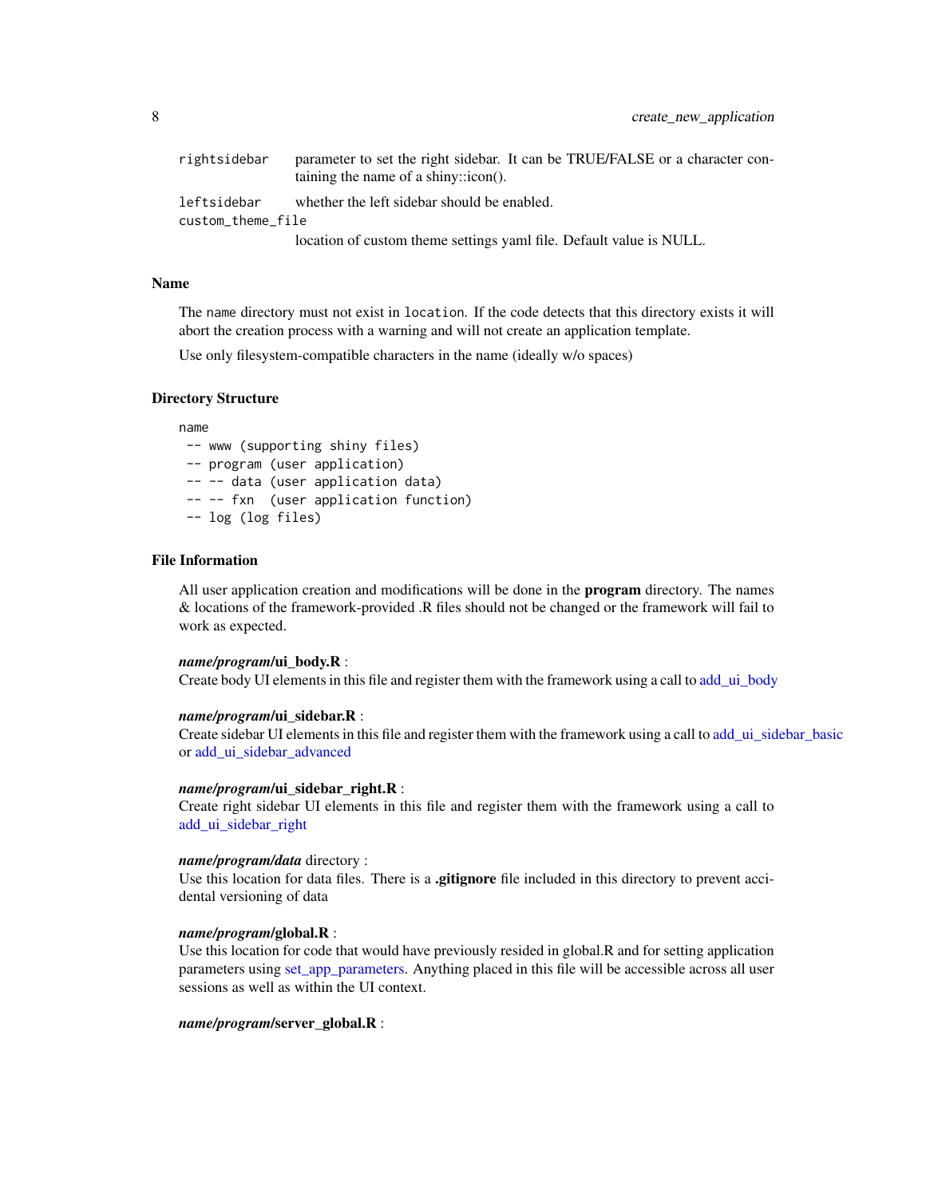| | |
|---|---|
| rightsidebar | parameter to set the right sidebar. It can be TRUE/FALSE or a character containing the name of a shiny::icon(). |
| leftsidebar | whether the left sidebar should be enabled. |
| custom_theme_file | location of custom theme settings yaml file. Default value is NULL. |

### Name

The name directory must not exist in location. If the code detects that this directory exists it will abort the creation process with a warning and will not create an application template.

Use only filesystem-compatible characters in the name (ideally w/o spaces)

### Directory Structure

```
name
 -- www (supporting shiny files)
 -- program (user application)
 -- -- data (user application data)
 -- -- fxn  (user application function)
 -- log (log files)
```

### File Information

All user application creation and modifications will be done in the **program** directory. The names & locations of the framework-provided .R files should not be changed or the framework will fail to work as expected.

***name/program*/ui_body.R** :
Create body UI elements in this file and register them with the framework using a call to add_ui_body

***name/program*/ui_sidebar.R** :
Create sidebar UI elements in this file and register them with the framework using a call to add_ui_sidebar_basic or add_ui_sidebar_advanced

***name/program*/ui_sidebar_right.R** :
Create right sidebar UI elements in this file and register them with the framework using a call to add_ui_sidebar_right

***name/program/data*** directory :
Use this location for data files. There is a **.gitignore** file included in this directory to prevent accidental versioning of data

***name/program*/global.R** :
Use this location for code that would have previously resided in global.R and for setting application parameters using set_app_parameters. Anything placed in this file will be accessible across all user sessions as well as within the UI context.

***name/program*/server_global.R** :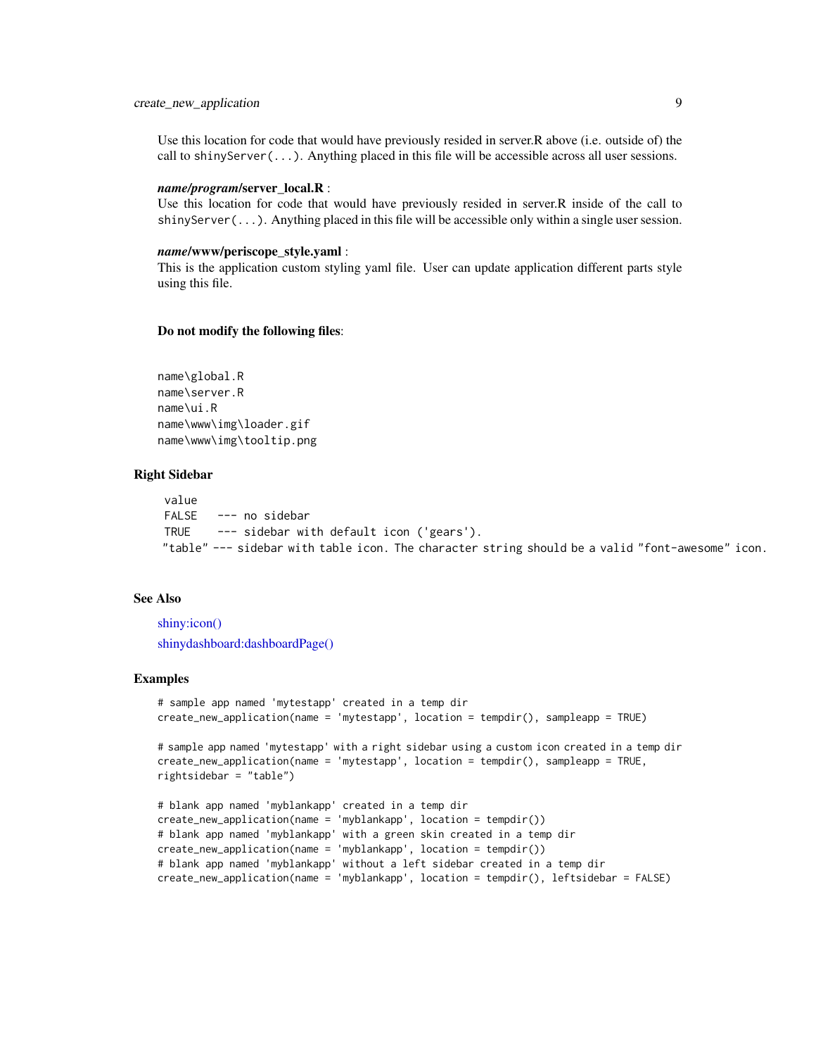Use this location for code that would have previously resided in server.R above (i.e. outside of) the call to `shinyServer(...)`. Anything placed in this file will be accessible across all user sessions.

***name/program*/server_local.R** :
Use this location for code that would have previously resided in server.R inside of the call to `shinyServer(...)`. Anything placed in this file will be accessible only within a single user session.

***name*/www/periscope_style.yaml** :
This is the application custom styling yaml file. User can update application different parts style using this file.

**Do not modify the following files**:

```
name\global.R
name\server.R
name\ui.R
name\www\img\loader.gif
name\www\img\tooltip.png
```

### Right Sidebar

```
 value
 FALSE   --- no sidebar
 TRUE    --- sidebar with default icon ('gears').
"table" --- sidebar with table icon. The character string should be a valid "font-awesome" icon.
```

### See Also

shiny:icon()

shinydashboard:dashboardPage()

### Examples

```
# sample app named 'mytestapp' created in a temp dir
create_new_application(name = 'mytestapp', location = tempdir(), sampleapp = TRUE)

# sample app named 'mytestapp' with a right sidebar using a custom icon created in a temp dir
create_new_application(name = 'mytestapp', location = tempdir(), sampleapp = TRUE,
rightsidebar = "table")

# blank app named 'myblankapp' created in a temp dir
create_new_application(name = 'myblankapp', location = tempdir())
# blank app named 'myblankapp' with a green skin created in a temp dir
create_new_application(name = 'myblankapp', location = tempdir())
# blank app named 'myblankapp' without a left sidebar created in a temp dir
create_new_application(name = 'myblankapp', location = tempdir(), leftsidebar = FALSE)
```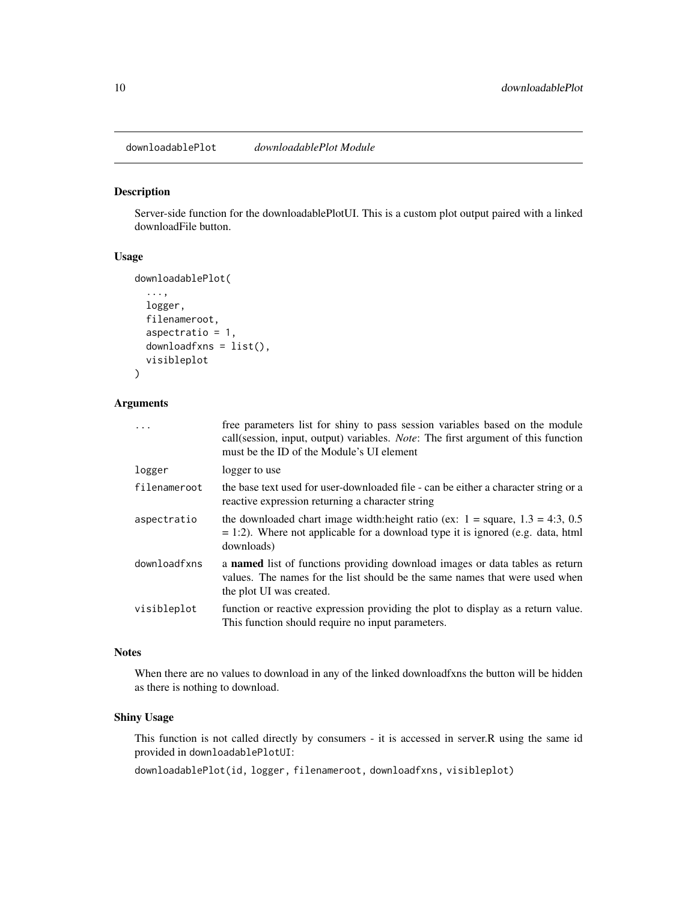# downloadablePlot *downloadablePlot Module*

## Description

Server-side function for the downloadablePlotUI. This is a custom plot output paired with a linked downloadFile button.

## Usage

```
downloadablePlot(
  ...,
  logger,
  filenameroot,
  aspectratio = 1,
  downloadfxns = list(),
  visibleplot
)
```

## Arguments

| | |
|---|---|
| `...` | free parameters list for shiny to pass session variables based on the module call(session, input, output) variables. *Note*: The first argument of this function must be the ID of the Module's UI element |
| `logger` | logger to use |
| `filenameroot` | the base text used for user-downloaded file - can be either a character string or a reactive expression returning a character string |
| `aspectratio` | the downloaded chart image width:height ratio (ex: 1 = square, 1.3 = 4:3, 0.5 = 1:2). Where not applicable for a download type it is ignored (e.g. data, html downloads) |
| `downloadfxns` | a **named** list of functions providing download images or data tables as return values. The names for the list should be the same names that were used when the plot UI was created. |
| `visibleplot` | function or reactive expression providing the plot to display as a return value. This function should require no input parameters. |

## Notes

When there are no values to download in any of the linked downloadfxns the button will be hidden as there is nothing to download.

## Shiny Usage

This function is not called directly by consumers - it is accessed in server.R using the same id provided in `downloadablePlotUI`:

`downloadablePlot(id, logger, filenameroot, downloadfxns, visibleplot)`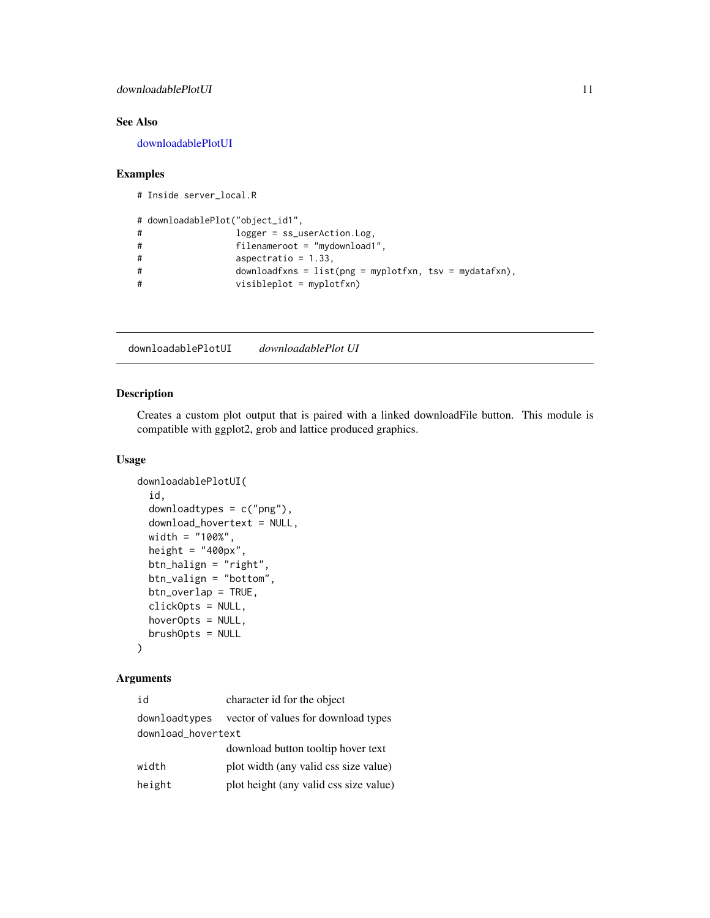## See Also

downloadablePlotUI

## Examples

```
# Inside server_local.R

# downloadablePlot("object_id1",
#                  logger = ss_userAction.Log,
#                  filenameroot = "mydownload1",
#                  aspectratio = 1.33,
#                  downloadfxns = list(png = myplotfxn, tsv = mydatafxn),
#                  visibleplot = myplotfxn)
```

---

# downloadablePlotUI    *downloadablePlot UI*

## Description

Creates a custom plot output that is paired with a linked downloadFile button. This module is compatible with ggplot2, grob and lattice produced graphics.

## Usage

```
downloadablePlotUI(
  id,
  downloadtypes = c("png"),
  download_hovertext = NULL,
  width = "100%",
  height = "400px",
  btn_halign = "right",
  btn_valign = "bottom",
  btn_overlap = TRUE,
  clickOpts = NULL,
  hoverOpts = NULL,
  brushOpts = NULL
)
```

## Arguments

| | |
|---|---|
| `id` | character id for the object |
| `downloadtypes` | vector of values for download types |
| `download_hovertext` | download button tooltip hover text |
| `width` | plot width (any valid css size value) |
| `height` | plot height (any valid css size value) |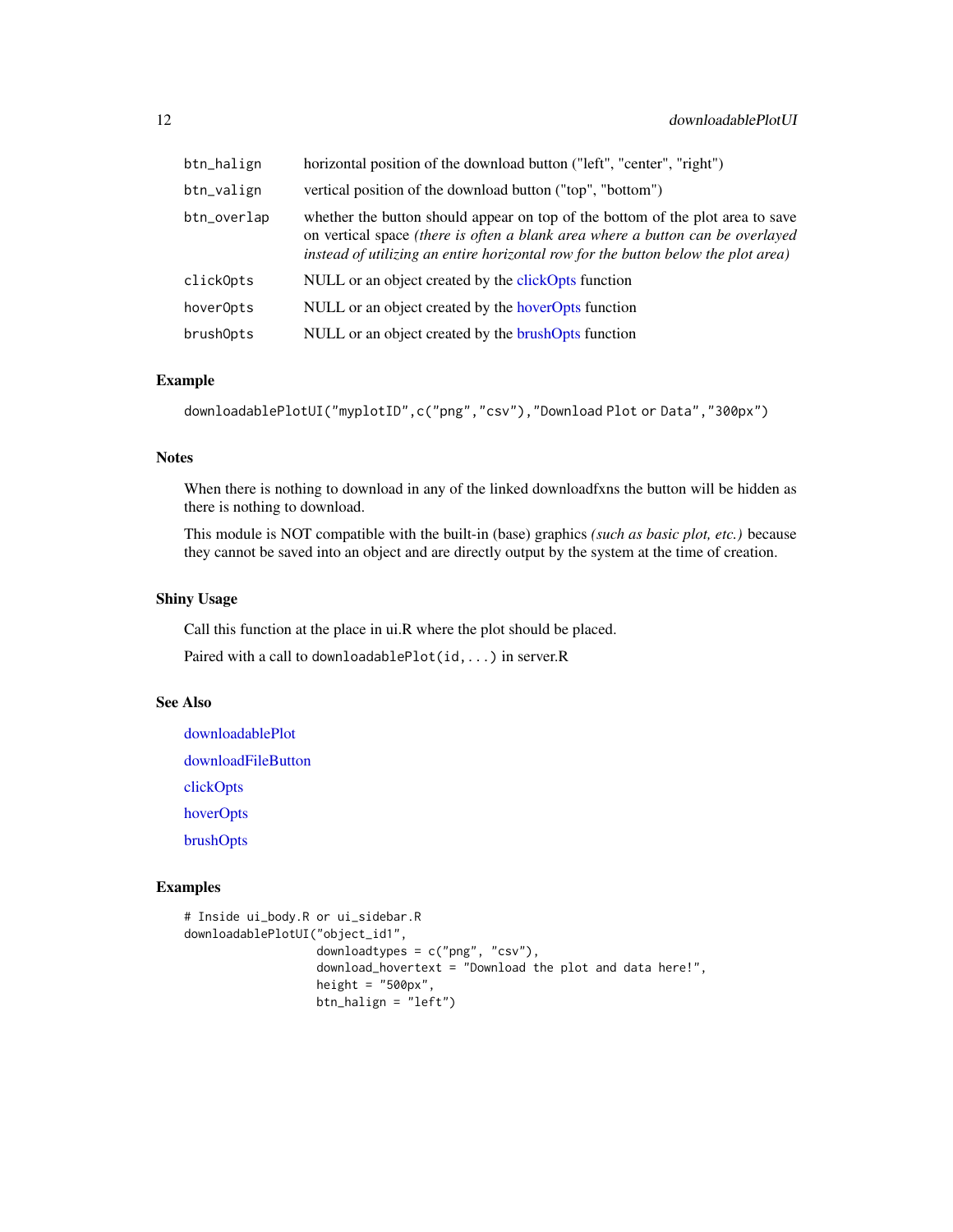| | |
|---|---|
| `btn_halign` | horizontal position of the download button ("left", "center", "right") |
| `btn_valign` | vertical position of the download button ("top", "bottom") |
| `btn_overlap` | whether the button should appear on top of the bottom of the plot area to save on vertical space *(there is often a blank area where a button can be overlayed instead of utilizing an entire horizontal row for the button below the plot area)* |
| `clickOpts` | NULL or an object created by the clickOpts function |
| `hoverOpts` | NULL or an object created by the hoverOpts function |
| `brushOpts` | NULL or an object created by the brushOpts function |

### Example

```
downloadablePlotUI("myplotID",c("png","csv"),"Download Plot or Data","300px")
```

### Notes

When there is nothing to download in any of the linked downloadfxns the button will be hidden as there is nothing to download.

This module is NOT compatible with the built-in (base) graphics *(such as basic plot, etc.)* because they cannot be saved into an object and are directly output by the system at the time of creation.

### Shiny Usage

Call this function at the place in ui.R where the plot should be placed.

Paired with a call to `downloadablePlot(id,...)` in server.R

### See Also

downloadablePlot

downloadFileButton

clickOpts

hoverOpts

brushOpts

### Examples

```
# Inside ui_body.R or ui_sidebar.R
downloadablePlotUI("object_id1",
                   downloadtypes = c("png", "csv"),
                   download_hovertext = "Download the plot and data here!",
                   height = "500px",
                   btn_halign = "left")
```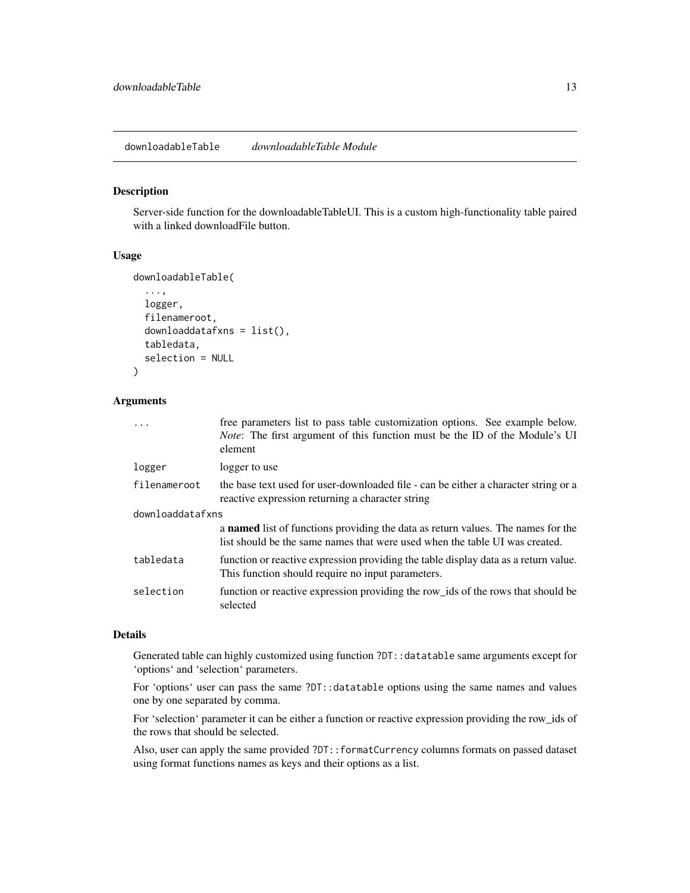## downloadableTable *downloadableTable Module*

### Description

Server-side function for the downloadableTableUI. This is a custom high-functionality table paired with a linked downloadFile button.

### Usage

```
downloadableTable(
  ...,
  logger,
  filenameroot,
  downloaddatafxns = list(),
  tabledata,
  selection = NULL
)
```

### Arguments

| | |
|---|---|
| `...` | free parameters list to pass table customization options. See example below. *Note*: The first argument of this function must be the ID of the Module's UI element |
| `logger` | logger to use |
| `filenameroot` | the base text used for user-downloaded file - can be either a character string or a reactive expression returning a character string |
| `downloaddatafxns` | a **named** list of functions providing the data as return values. The names for the list should be the same names that were used when the table UI was created. |
| `tabledata` | function or reactive expression providing the table display data as a return value. This function should require no input parameters. |
| `selection` | function or reactive expression providing the row_ids of the rows that should be selected |

### Details

Generated table can highly customized using function `?DT::datatable` same arguments except for 'options' and 'selection' parameters.

For 'options' user can pass the same `?DT::datatable` options using the same names and values one by one separated by comma.

For 'selection' parameter it can be either a function or reactive expression providing the row_ids of the rows that should be selected.

Also, user can apply the same provided `?DT::formatCurrency` columns formats on passed dataset using format functions names as keys and their options as a list.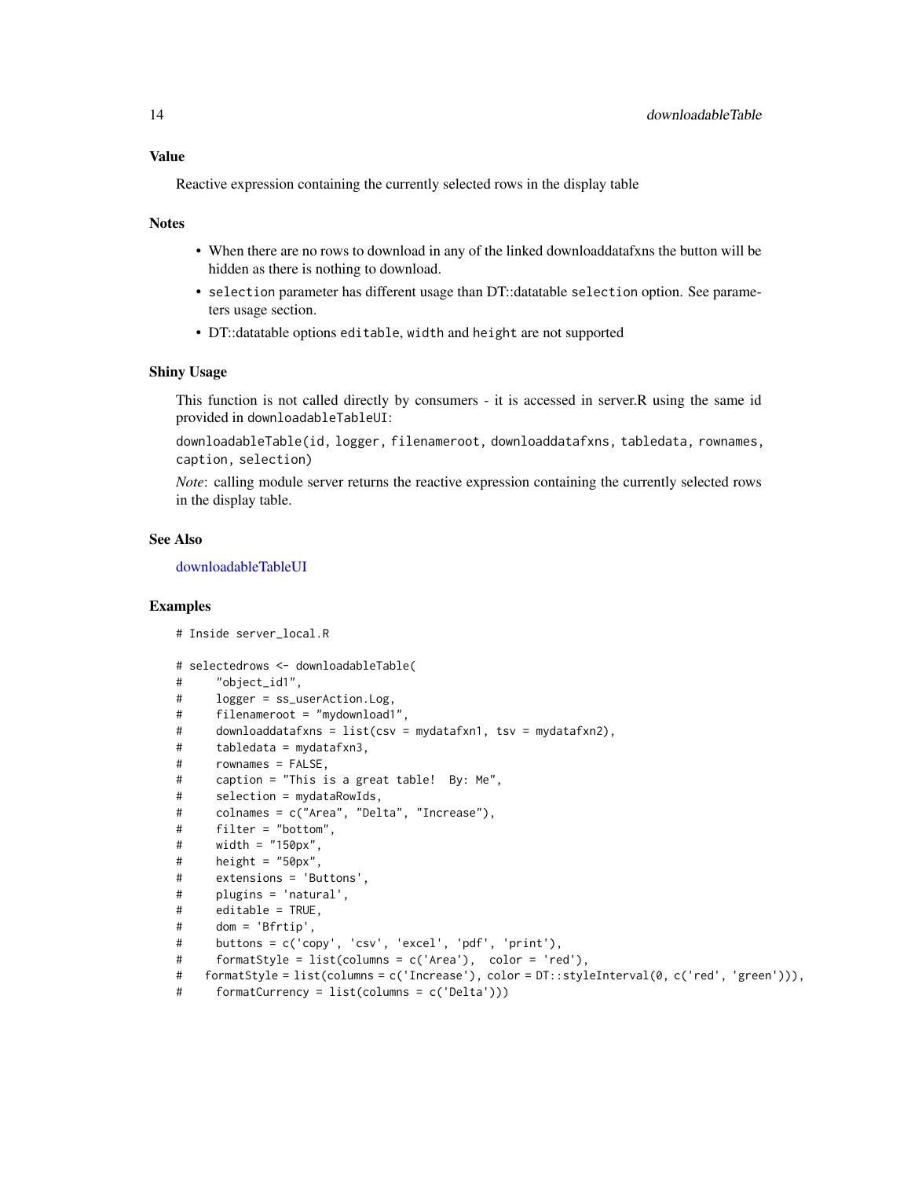## Value

Reactive expression containing the currently selected rows in the display table

## Notes

- When there are no rows to download in any of the linked downloaddatafxns the button will be hidden as there is nothing to download.
- `selection` parameter has different usage than DT::datatable `selection` option. See parameters usage section.
- DT::datatable options `editable`, `width` and `height` are not supported

## Shiny Usage

This function is not called directly by consumers - it is accessed in server.R using the same id provided in `downloadableTableUI`:

`downloadableTable(id, logger, filenameroot, downloaddatafxns, tabledata, rownames, caption, selection)`

*Note*: calling module server returns the reactive expression containing the currently selected rows in the display table.

## See Also

downloadableTableUI

## Examples

```
# Inside server_local.R

# selectedrows <- downloadableTable(
#     "object_id1",
#     logger = ss_userAction.Log,
#     filenameroot = "mydownload1",
#     downloaddatafxns = list(csv = mydatafxn1, tsv = mydatafxn2),
#     tabledata = mydatafxn3,
#     rownames = FALSE,
#     caption = "This is a great table!  By: Me",
#     selection = mydataRowIds,
#     colnames = c("Area", "Delta", "Increase"),
#     filter = "bottom",
#     width = "150px",
#     height = "50px",
#     extensions = 'Buttons',
#     plugins = 'natural',
#     editable = TRUE,
#     dom = 'Bfrtip',
#     buttons = c('copy', 'csv', 'excel', 'pdf', 'print'),
#     formatStyle = list(columns = c('Area'),  color = 'red'),
#    formatStyle = list(columns = c('Increase'), color = DT::styleInterval(0, c('red', 'green'))),
#     formatCurrency = list(columns = c('Delta')))
```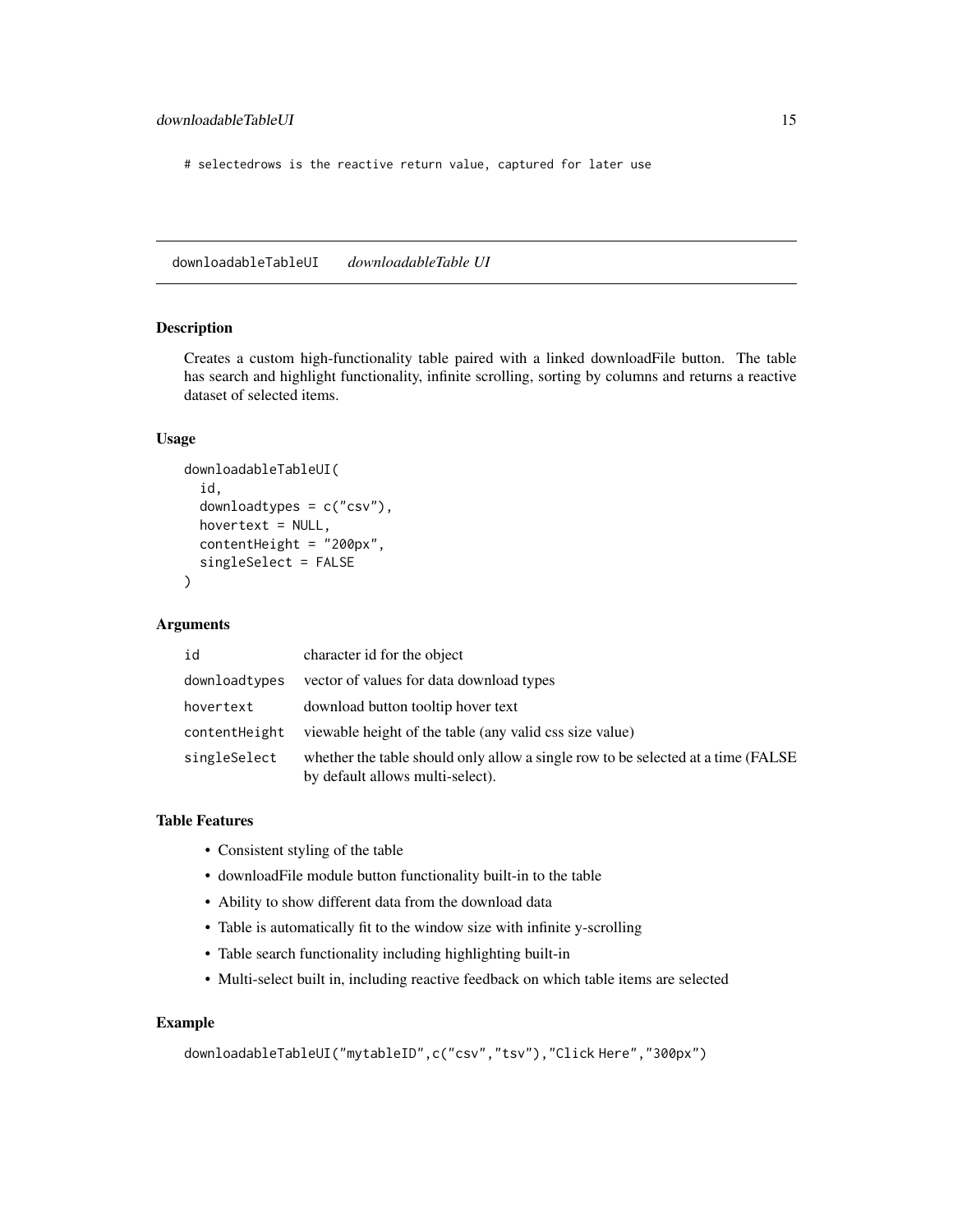```
# selectedrows is the reactive return value, captured for later use
```

## downloadableTableUI *downloadableTable UI*

### Description

Creates a custom high-functionality table paired with a linked downloadFile button. The table has search and highlight functionality, infinite scrolling, sorting by columns and returns a reactive dataset of selected items.

### Usage

```
downloadableTableUI(
  id,
  downloadtypes = c("csv"),
  hovertext = NULL,
  contentHeight = "200px",
  singleSelect = FALSE
)
```

### Arguments

| | |
|---|---|
| `id` | character id for the object |
| `downloadtypes` | vector of values for data download types |
| `hovertext` | download button tooltip hover text |
| `contentHeight` | viewable height of the table (any valid css size value) |
| `singleSelect` | whether the table should only allow a single row to be selected at a time (FALSE by default allows multi-select). |

### Table Features

- Consistent styling of the table
- downloadFile module button functionality built-in to the table
- Ability to show different data from the download data
- Table is automatically fit to the window size with infinite y-scrolling
- Table search functionality including highlighting built-in
- Multi-select built in, including reactive feedback on which table items are selected

### Example

```
downloadableTableUI("mytableID",c("csv","tsv"),"Click Here","300px")
```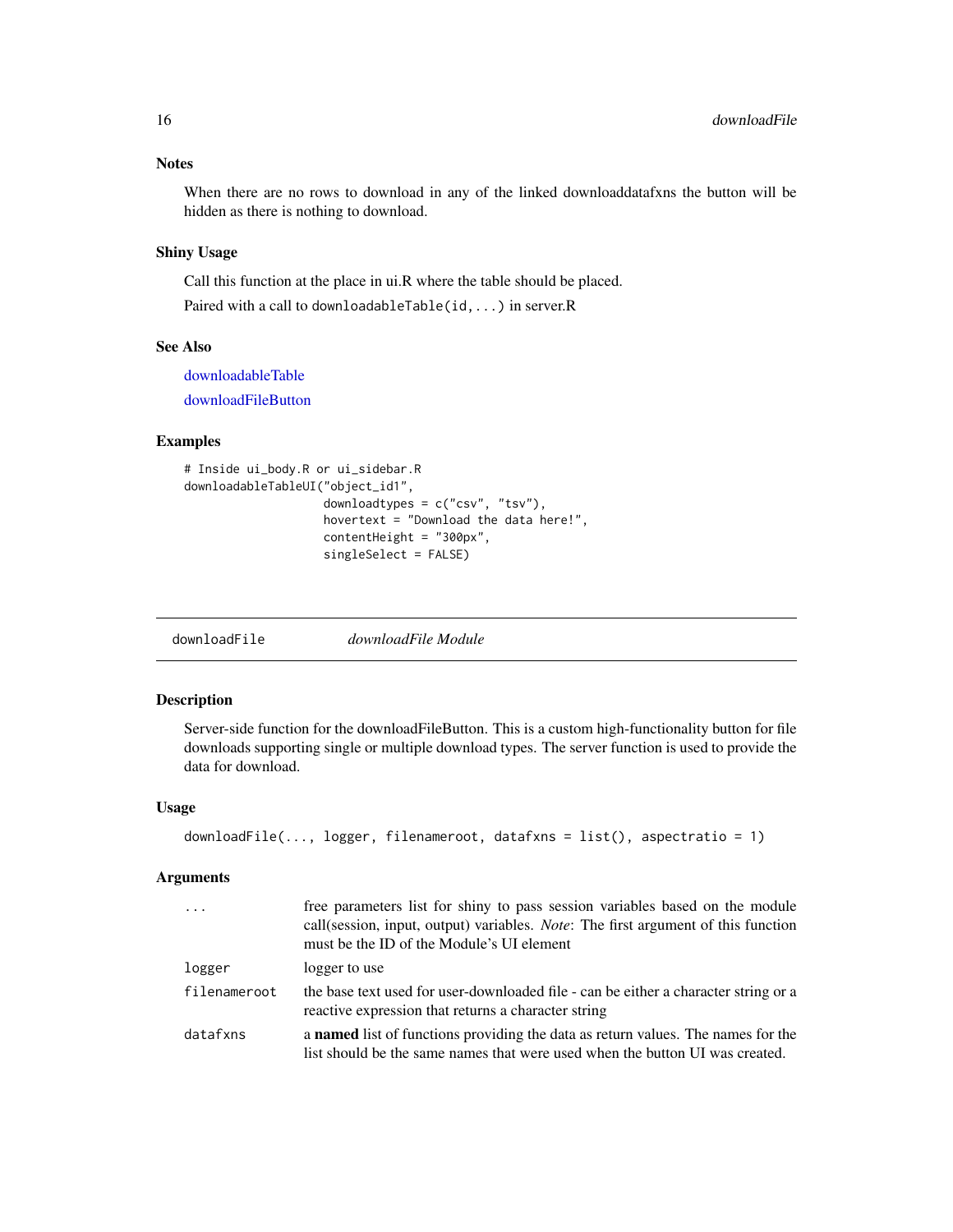### Notes

When there are no rows to download in any of the linked downloaddatafxns the button will be hidden as there is nothing to download.

### Shiny Usage

Call this function at the place in ui.R where the table should be placed.

Paired with a call to `downloadableTable(id,...)` in server.R

### See Also

downloadableTable

downloadFileButton

### Examples

```
# Inside ui_body.R or ui_sidebar.R
downloadableTableUI("object_id1",
                    downloadtypes = c("csv", "tsv"),
                    hovertext = "Download the data here!",
                    contentHeight = "300px",
                    singleSelect = FALSE)
```

---

## downloadFile    *downloadFile Module*

### Description

Server-side function for the downloadFileButton. This is a custom high-functionality button for file downloads supporting single or multiple download types. The server function is used to provide the data for download.

### Usage

```
downloadFile(..., logger, filenameroot, datafxns = list(), aspectratio = 1)
```

### Arguments

| | |
|---|---|
| `...` | free parameters list for shiny to pass session variables based on the module call(session, input, output) variables. *Note*: The first argument of this function must be the ID of the Module's UI element |
| `logger` | logger to use |
| `filenameroot` | the base text used for user-downloaded file - can be either a character string or a reactive expression that returns a character string |
| `datafxns` | a **named** list of functions providing the data as return values. The names for the list should be the same names that were used when the button UI was created. |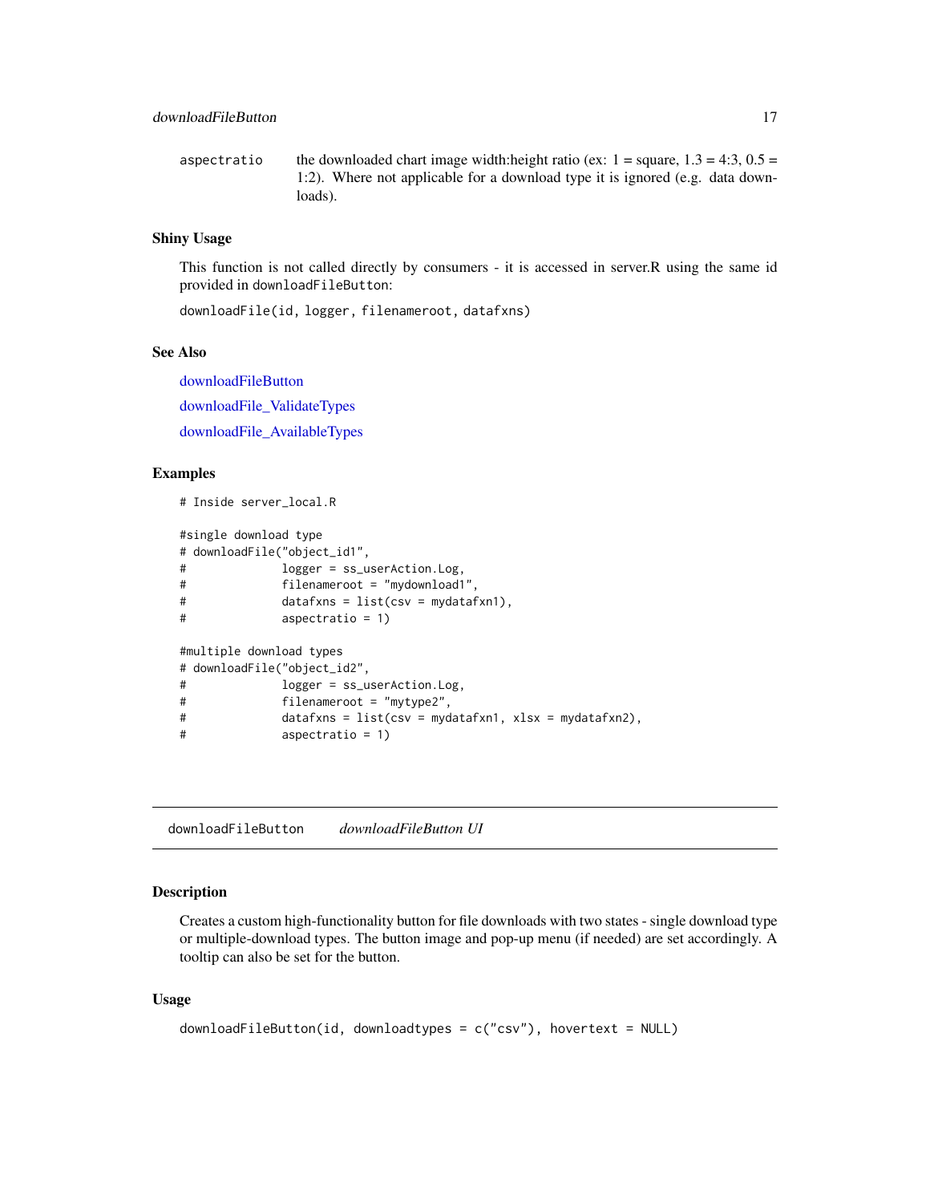| | |
|---|---|
| aspectratio | the downloaded chart image width:height ratio (ex: 1 = square, 1.3 = 4:3, 0.5 = 1:2). Where not applicable for a download type it is ignored (e.g. data downloads). |

### Shiny Usage

This function is not called directly by consumers - it is accessed in server.R using the same id provided in `downloadFileButton`:

`downloadFile(id, logger, filenameroot, datafxns)`

### See Also

downloadFileButton

downloadFile_ValidateTypes

downloadFile_AvailableTypes

### Examples

```
# Inside server_local.R

#single download type
# downloadFile("object_id1",
#              logger = ss_userAction.Log,
#              filenameroot = "mydownload1",
#              datafxns = list(csv = mydatafxn1),
#              aspectratio = 1)

#multiple download types
# downloadFile("object_id2",
#              logger = ss_userAction.Log,
#              filenameroot = "mytype2",
#              datafxns = list(csv = mydatafxn1, xlsx = mydatafxn2),
#              aspectratio = 1)
```

---

## downloadFileButton &nbsp;&nbsp;&nbsp; *downloadFileButton UI*

---

### Description

Creates a custom high-functionality button for file downloads with two states - single download type or multiple-download types. The button image and pop-up menu (if needed) are set accordingly. A tooltip can also be set for the button.

### Usage

```
downloadFileButton(id, downloadtypes = c("csv"), hovertext = NULL)
```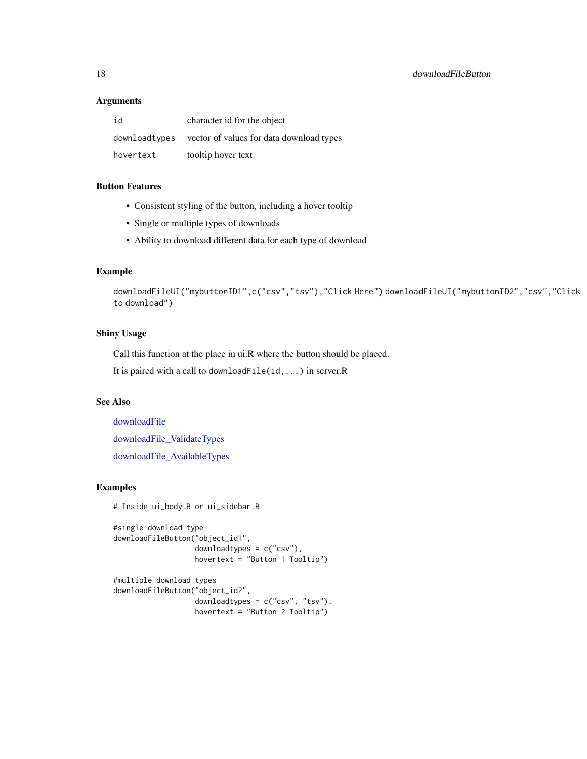### Arguments

| | |
|---|---|
| `id` | character id for the object |
| `downloadtypes` | vector of values for data download types |
| `hovertext` | tooltip hover text |

### Button Features

- Consistent styling of the button, including a hover tooltip
- Single or multiple types of downloads
- Ability to download different data for each type of download

### Example

`downloadFileUI("mybuttonID1",c("csv","tsv"),"Click Here") downloadFileUI("mybuttonID2","csv","Click to download")`

### Shiny Usage

Call this function at the place in ui.R where the button should be placed.

It is paired with a call to `downloadFile(id,...)` in server.R

### See Also

downloadFile

downloadFile_ValidateTypes

downloadFile_AvailableTypes

### Examples

```
# Inside ui_body.R or ui_sidebar.R

#single download type
downloadFileButton("object_id1",
                   downloadtypes = c("csv"),
                   hovertext = "Button 1 Tooltip")

#multiple download types
downloadFileButton("object_id2",
                   downloadtypes = c("csv", "tsv"),
                   hovertext = "Button 2 Tooltip")
```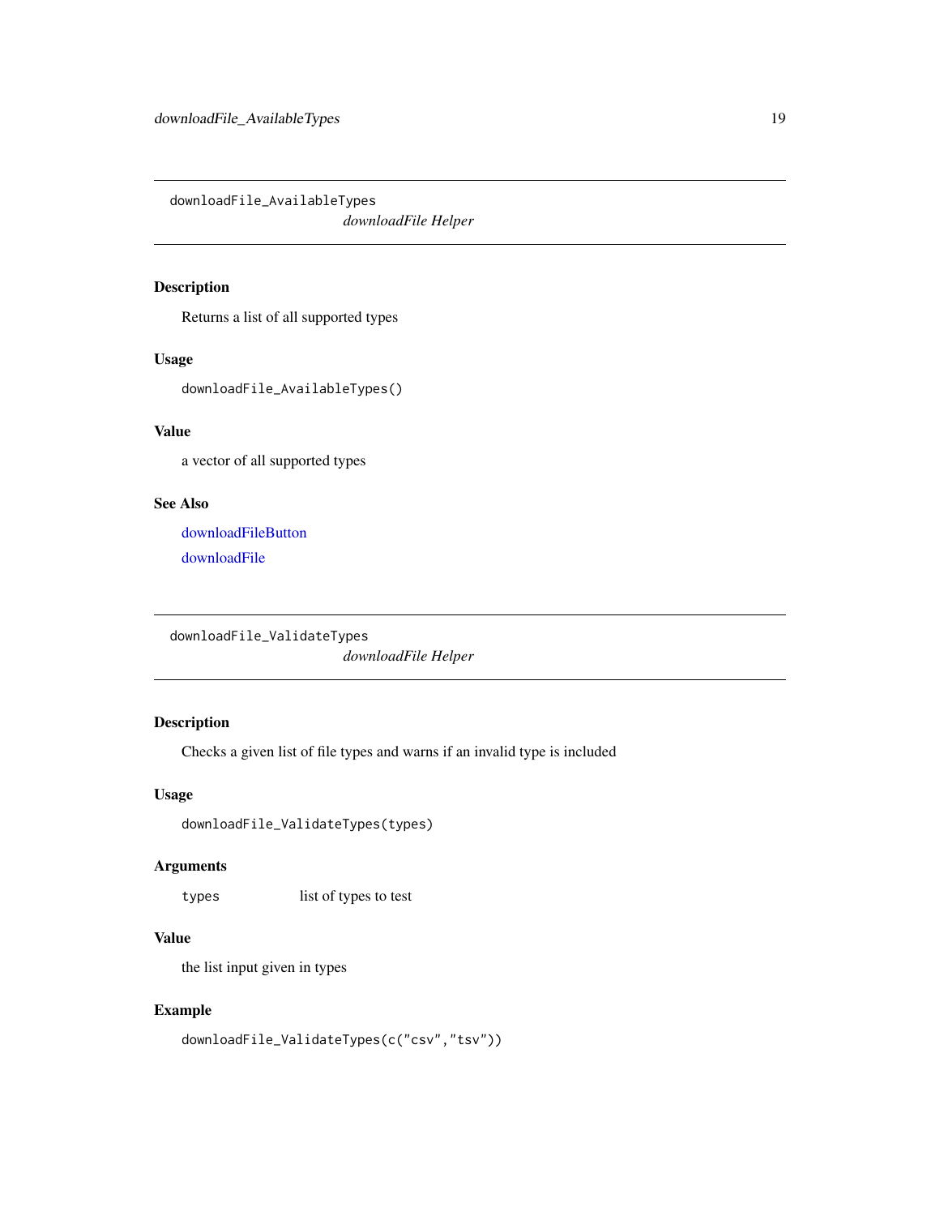## downloadFile_AvailableTypes

*downloadFile Helper*

### Description

Returns a list of all supported types

### Usage

```
downloadFile_AvailableTypes()
```

### Value

a vector of all supported types

### See Also

downloadFileButton

downloadFile

## downloadFile_ValidateTypes

*downloadFile Helper*

### Description

Checks a given list of file types and warns if an invalid type is included

### Usage

```
downloadFile_ValidateTypes(types)
```

### Arguments

| | |
|---|---|
| types | list of types to test |

### Value

the list input given in types

### Example

```
downloadFile_ValidateTypes(c("csv","tsv"))
```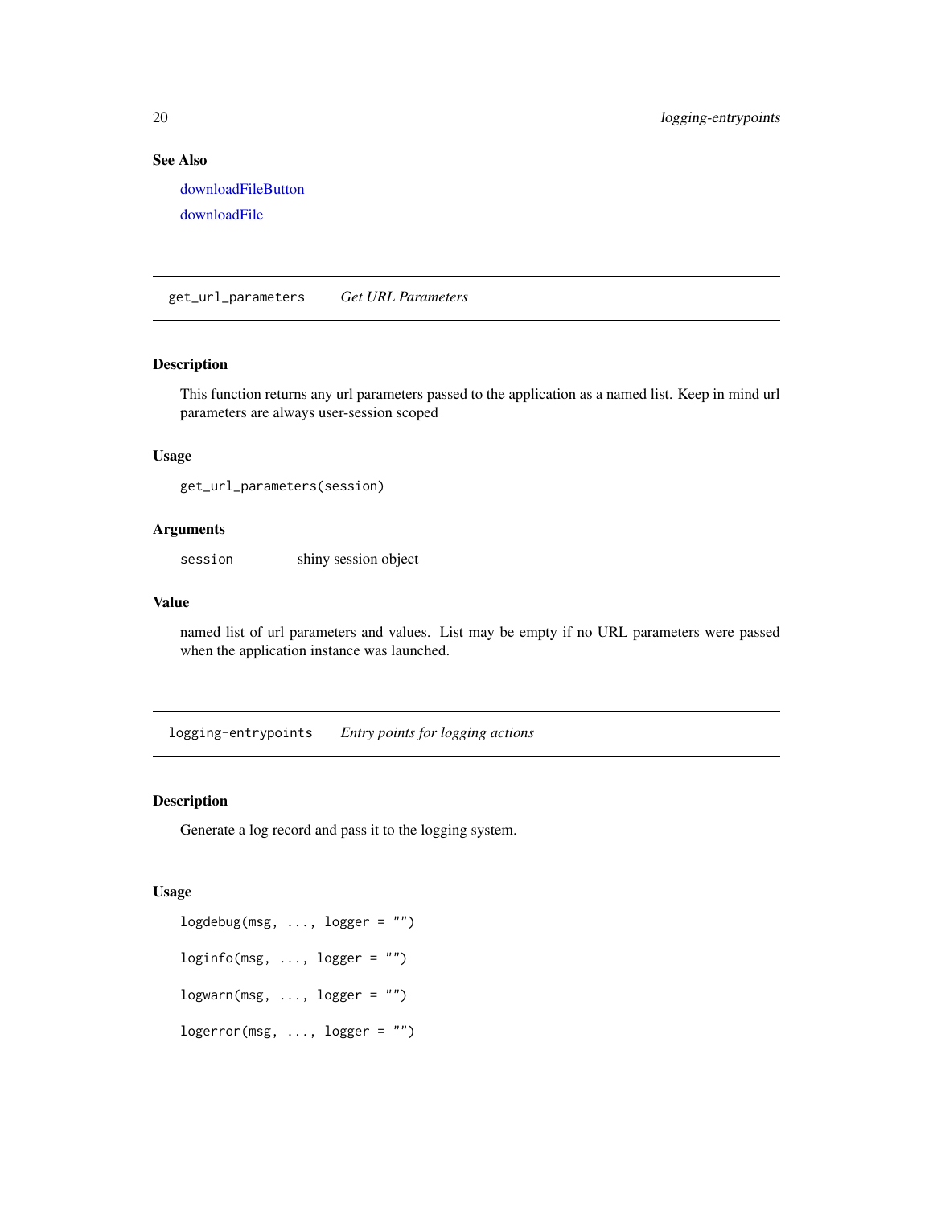### See Also

downloadFileButton

downloadFile

## get_url_parameters *Get URL Parameters*

### Description

This function returns any url parameters passed to the application as a named list. Keep in mind url parameters are always user-session scoped

### Usage

```
get_url_parameters(session)
```

### Arguments

| | |
|---|---|
| session | shiny session object |

### Value

named list of url parameters and values. List may be empty if no URL parameters were passed when the application instance was launched.

## logging-entrypoints *Entry points for logging actions*

### Description

Generate a log record and pass it to the logging system.

### Usage

```
logdebug(msg, ..., logger = "")

loginfo(msg, ..., logger = "")

logwarn(msg, ..., logger = "")

logerror(msg, ..., logger = "")
```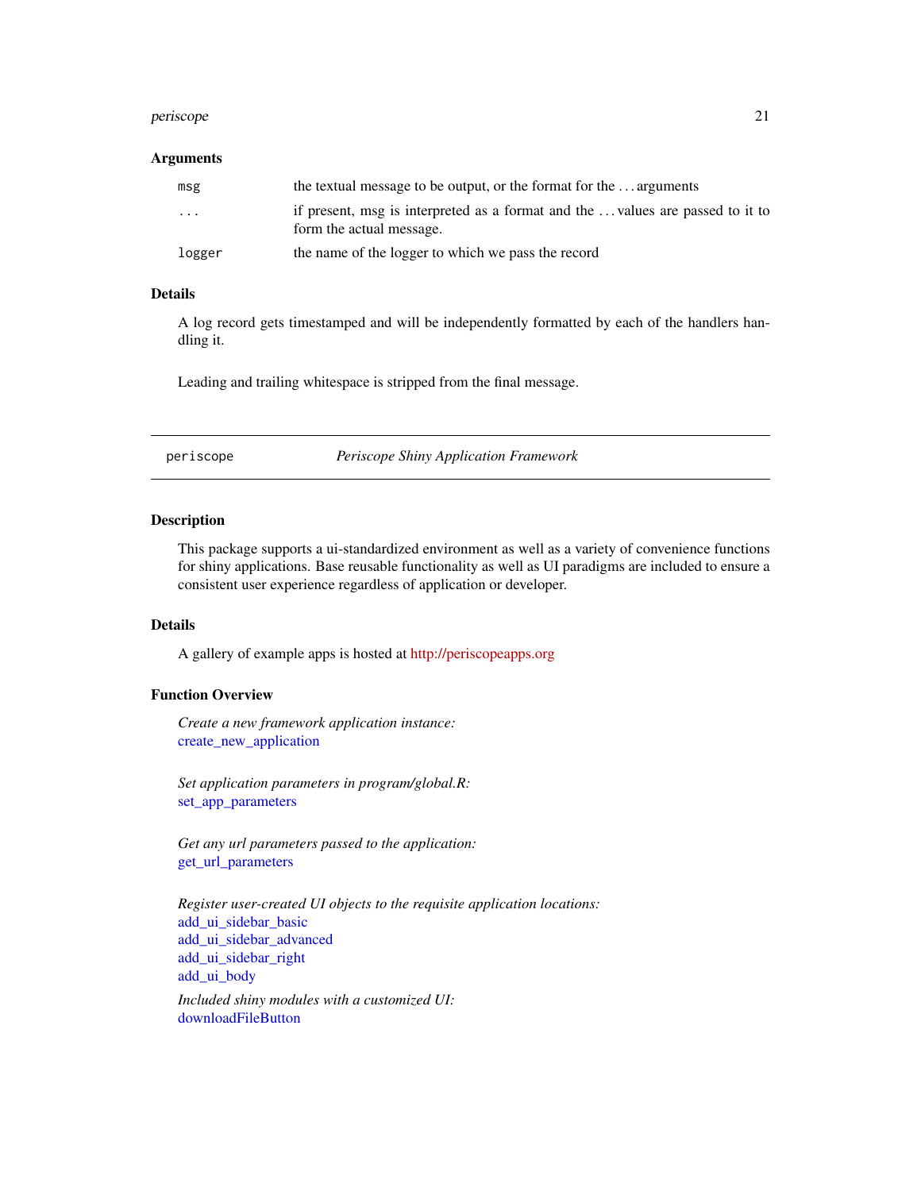### Arguments

| | |
|---|---|
| msg | the textual message to be output, or the format for the ... arguments |
| ... | if present, msg is interpreted as a format and the ... values are passed to it to form the actual message. |
| logger | the name of the logger to which we pass the record |

### Details

A log record gets timestamped and will be independently formatted by each of the handlers handling it.

Leading and trailing whitespace is stripped from the final message.

---

## periscope — *Periscope Shiny Application Framework*

---

### Description

This package supports a ui-standardized environment as well as a variety of convenience functions for shiny applications. Base reusable functionality as well as UI paradigms are included to ensure a consistent user experience regardless of application or developer.

### Details

A gallery of example apps is hosted at http://periscopeapps.org

### Function Overview

*Create a new framework application instance:*
create_new_application

*Set application parameters in program/global.R:*
set_app_parameters

*Get any url parameters passed to the application:*
get_url_parameters

*Register user-created UI objects to the requisite application locations:*
add_ui_sidebar_basic
add_ui_sidebar_advanced
add_ui_sidebar_right
add_ui_body

*Included shiny modules with a customized UI:*
downloadFileButton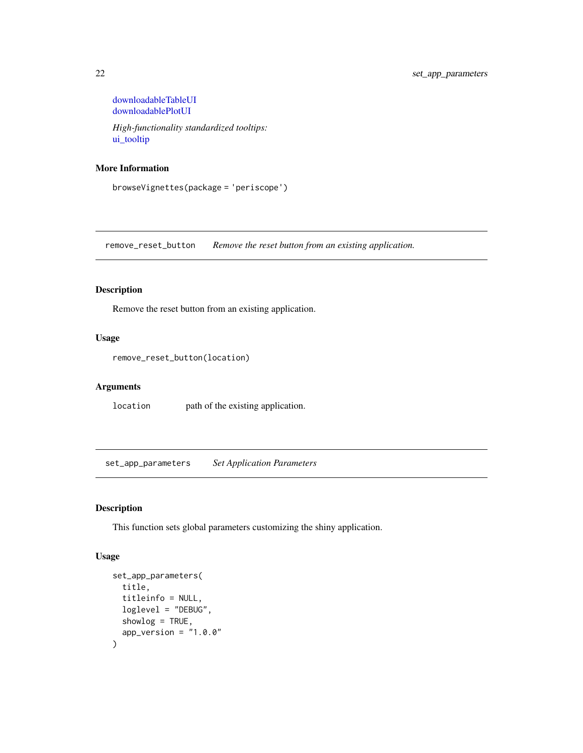downloadableTableUI
downloadablePlotUI

*High-functionality standardized tooltips:*
ui_tooltip

### More Information

```
browseVignettes(package = 'periscope')
```

---

## remove_reset_button — *Remove the reset button from an existing application.*

### Description

Remove the reset button from an existing application.

### Usage

```
remove_reset_button(location)
```

### Arguments

| | |
|---|---|
| location | path of the existing application. |

---

## set_app_parameters — *Set Application Parameters*

### Description

This function sets global parameters customizing the shiny application.

### Usage

```
set_app_parameters(
  title,
  titleinfo = NULL,
  loglevel = "DEBUG",
  showlog = TRUE,
  app_version = "1.0.0"
)
```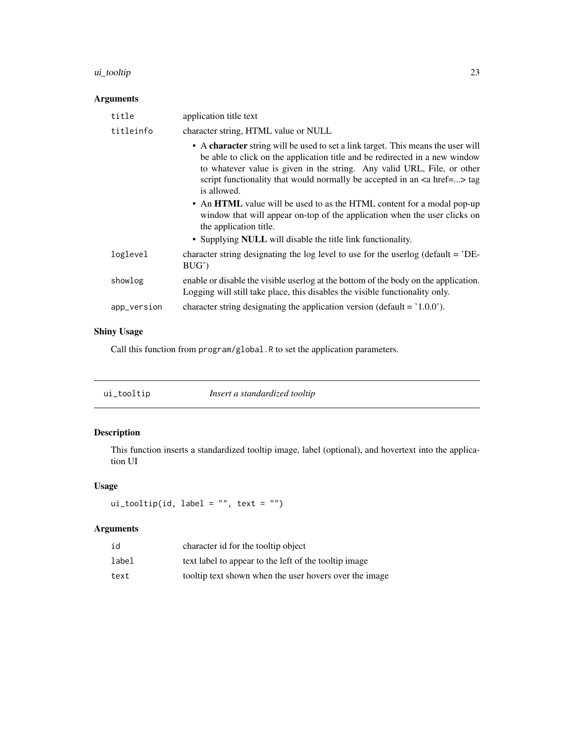## Arguments

| | |
|---|---|
| `title` | application title text |
| `titleinfo` | character string, HTML value or NULL<br>• A **character** string will be used to set a link target. This means the user will be able to click on the application title and be redirected in a new window to whatever value is given in the string. Any valid URL, File, or other script functionality that would normally be accepted in an <a href=...> tag is allowed.<br>• An **HTML** value will be used to as the HTML content for a modal pop-up window that will appear on-top of the application when the user clicks on the application title.<br>• Supplying **NULL** will disable the title link functionality. |
| `loglevel` | character string designating the log level to use for the userlog (default = 'DEBUG') |
| `showlog` | enable or disable the visible userlog at the bottom of the body on the application. Logging will still take place, this disables the visible functionality only. |
| `app_version` | character string designating the application version (default = '1.0.0'). |

## Shiny Usage

Call this function from `program/global.R` to set the application parameters.

---

# `ui_tooltip` *Insert a standardized tooltip*

## Description

This function inserts a standardized tooltip image, label (optional), and hovertext into the application UI

## Usage

```
ui_tooltip(id, label = "", text = "")
```

## Arguments

| | |
|---|---|
| `id` | character id for the tooltip object |
| `label` | text label to appear to the left of the tooltip image |
| `text` | tooltip text shown when the user hovers over the image |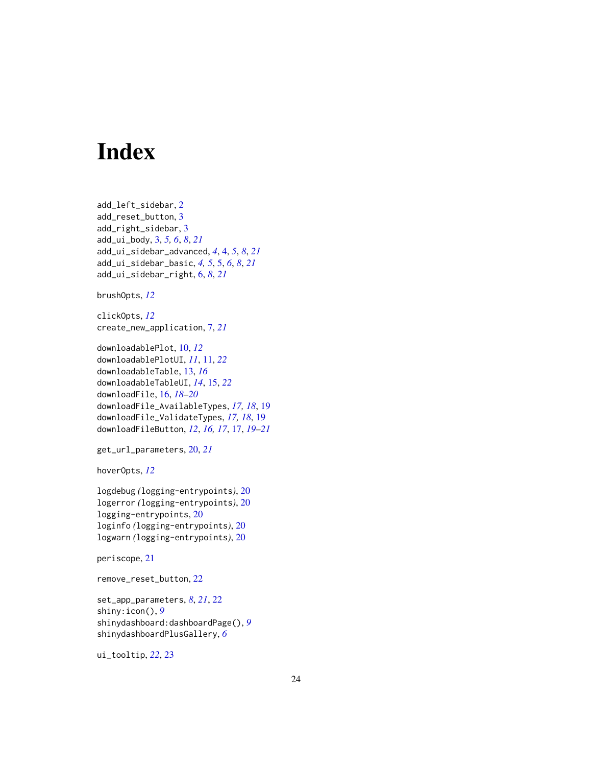# Index

add_left_sidebar, 2
add_reset_button, 3
add_right_sidebar, 3
add_ui_body, 3, *5, 6*, *8*, *21*
add_ui_sidebar_advanced, *4*, 4, *5*, *8*, *21*
add_ui_sidebar_basic, *4, 5*, 5, *6*, *8*, *21*
add_ui_sidebar_right, 6, *8*, *21*

brushOpts, *12*

clickOpts, *12*
create_new_application, 7, *21*

downloadablePlot, 10, *12*
downloadablePlotUI, *11*, 11, *22*
downloadableTable, 13, *16*
downloadableTableUI, *14*, 15, *22*
downloadFile, 16, *18–20*
downloadFile_AvailableTypes, *17, 18*, 19
downloadFile_ValidateTypes, *17, 18*, 19
downloadFileButton, *12*, *16, 17*, 17, *19–21*

get_url_parameters, 20, *21*

hoverOpts, *12*

logdebug *(*logging-entrypoints*)*, 20
logerror *(*logging-entrypoints*)*, 20
logging-entrypoints, 20
loginfo *(*logging-entrypoints*)*, 20
logwarn *(*logging-entrypoints*)*, 20

periscope, 21

remove_reset_button, 22

set_app_parameters, *8*, *21*, 22
shiny:icon(), *9*
shinydashboard:dashboardPage(), *9*
shinydashboardPlusGallery, *6*

ui_tooltip, *22*, 23